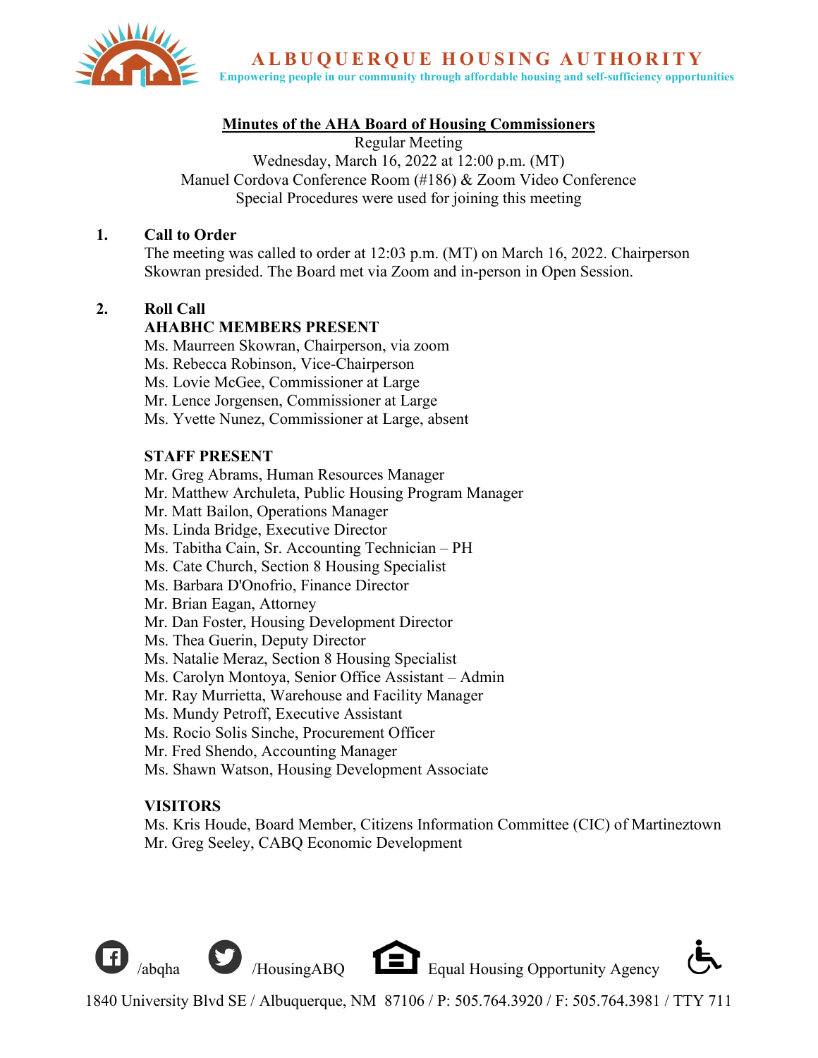ALBUQUERQUE HOUSING AUTHORITY

Empowering people in our community through affordable housing and self-sufficiency opportunities

# Minutes of the AHA Board of Housing Commissioners

Regular Meeting
Wednesday, March 16, 2022 at 12:00 p.m. (MT)
Manuel Cordova Conference Room (#186) & Zoom Video Conference
Special Procedures were used for joining this meeting

## 1. Call to Order

The meeting was called to order at 12:03 p.m. (MT) on March 16, 2022. Chairperson Skowran presided. The Board met via Zoom and in-person in Open Session.

## 2. Roll Call

**AHABHC MEMBERS PRESENT**

Ms. Maureen Skowran, Chairperson, via zoom
Ms. Rebecca Robinson, Vice-Chairperson
Ms. Lovie McGee, Commissioner at Large
Mr. Lence Jorgensen, Commissioner at Large
Ms. Yvette Nunez, Commissioner at Large, absent

**STAFF PRESENT**

Mr. Greg Abrams, Human Resources Manager
Mr. Matthew Archuleta, Public Housing Program Manager
Mr. Matt Bailon, Operations Manager
Ms. Linda Bridge, Executive Director
Ms. Tabitha Cain, Sr. Accounting Technician – PH
Ms. Cate Church, Section 8 Housing Specialist
Ms. Barbara D'Onofrio, Finance Director
Mr. Brian Eagan, Attorney
Mr. Dan Foster, Housing Development Director
Ms. Thea Guerin, Deputy Director
Ms. Natalie Meraz, Section 8 Housing Specialist
Ms. Carolyn Montoya, Senior Office Assistant – Admin
Mr. Ray Murrietta, Warehouse and Facility Manager
Ms. Mundy Petroff, Executive Assistant
Ms. Rocio Solis Sinche, Procurement Officer
Mr. Fred Shendo, Accounting Manager
Ms. Shawn Watson, Housing Development Associate

**VISITORS**

Ms. Kris Houde, Board Member, Citizens Information Committee (CIC) of Martineztown
Mr. Greg Seeley, CABQ Economic Development

/abqha /HousingABQ Equal Housing Opportunity Agency

1840 University Blvd SE / Albuquerque, NM 87106 / P: 505.764.3920 / F: 505.764.3981 / TTY 711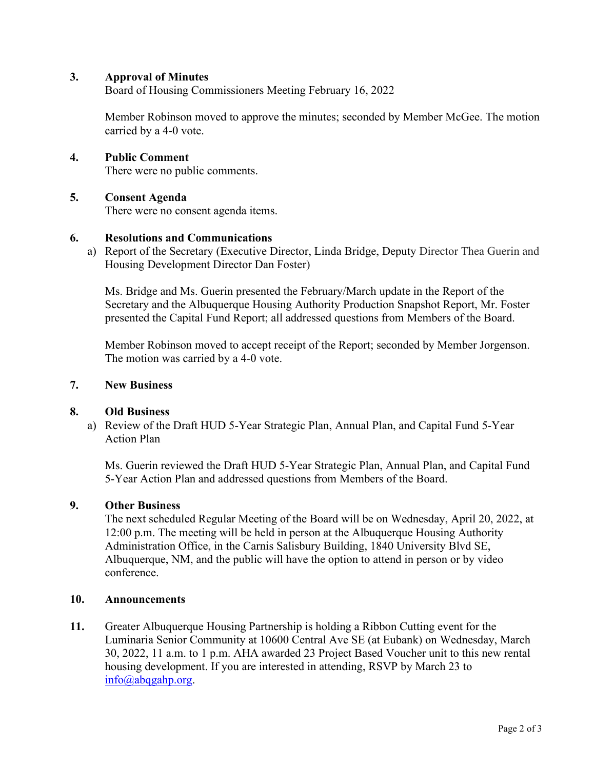3. **Approval of Minutes**
   Board of Housing Commissioners Meeting February 16, 2022

   Member Robinson moved to approve the minutes; seconded by Member McGee. The motion carried by a 4-0 vote.

4. **Public Comment**
   There were no public comments.

5. **Consent Agenda**
   There were no consent agenda items.

6. **Resolutions and Communications**
   a) Report of the Secretary (Executive Director, Linda Bridge, Deputy Director Thea Guerin and Housing Development Director Dan Foster)

   Ms. Bridge and Ms. Guerin presented the February/March update in the Report of the Secretary and the Albuquerque Housing Authority Production Snapshot Report, Mr. Foster presented the Capital Fund Report; all addressed questions from Members of the Board.

   Member Robinson moved to accept receipt of the Report; seconded by Member Jorgenson. The motion was carried by a 4-0 vote.

7. **New Business**

8. **Old Business**
   a) Review of the Draft HUD 5-Year Strategic Plan, Annual Plan, and Capital Fund 5-Year Action Plan

   Ms. Guerin reviewed the Draft HUD 5-Year Strategic Plan, Annual Plan, and Capital Fund 5-Year Action Plan and addressed questions from Members of the Board.

9. **Other Business**
   The next scheduled Regular Meeting of the Board will be on Wednesday, April 20, 2022, at 12:00 p.m. The meeting will be held in person at the Albuquerque Housing Authority Administration Office, in the Carnis Salisbury Building, 1840 University Blvd SE, Albuquerque, NM, and the public will have the option to attend in person or by video conference.

10. **Announcements**

11. Greater Albuquerque Housing Partnership is holding a Ribbon Cutting event for the Luminaria Senior Community at 10600 Central Ave SE (at Eubank) on Wednesday, March 30, 2022, 11 a.m. to 1 p.m. AHA awarded 23 Project Based Voucher unit to this new rental housing development. If you are interested in attending, RSVP by March 23 to info@abqgahp.org.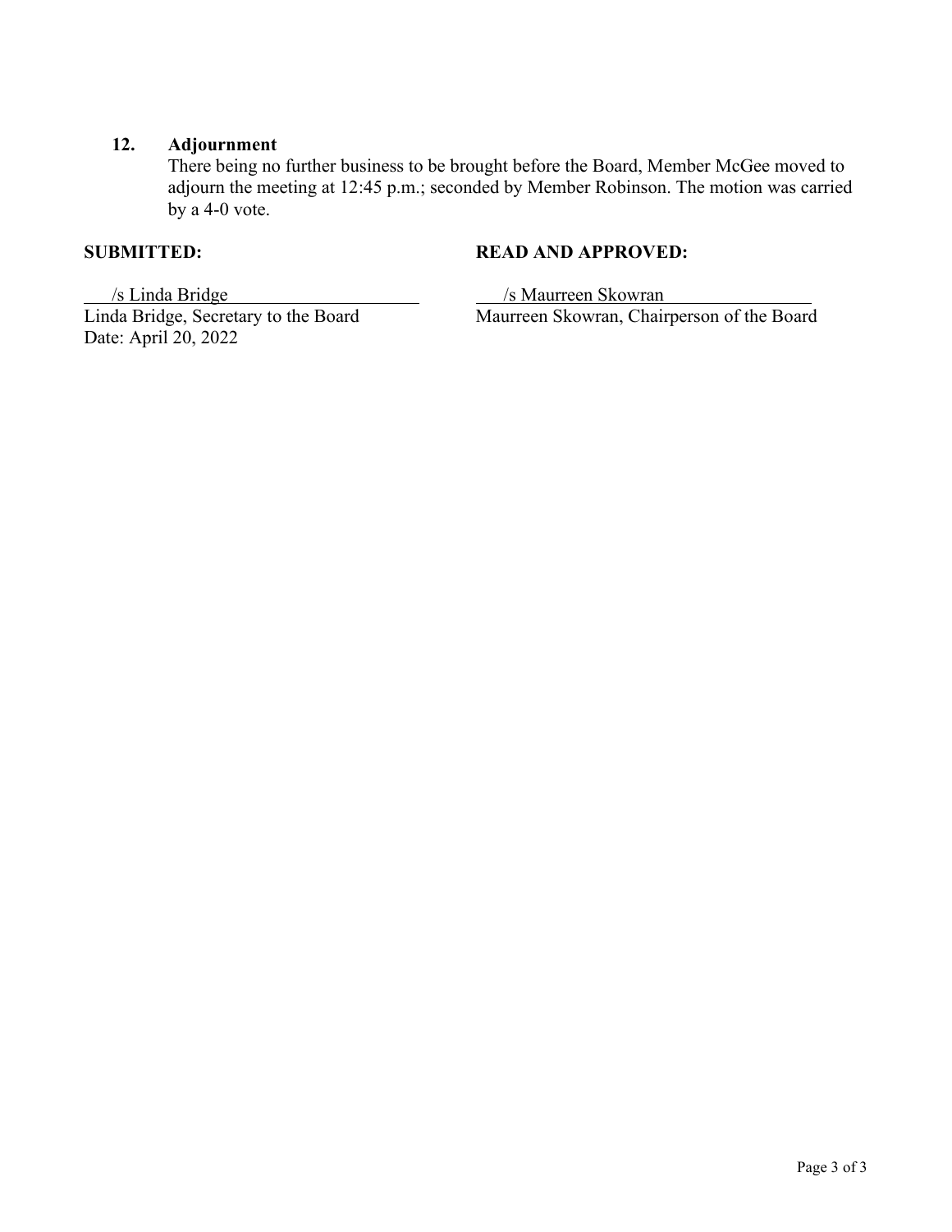**12. Adjournment**

There being no further business to be brought before the Board, Member McGee moved to adjourn the meeting at 12:45 p.m.; seconded by Member Robinson. The motion was carried by a 4-0 vote.

**SUBMITTED:**

/s Linda Bridge

Linda Bridge, Secretary to the Board

Date: April 20, 2022

**READ AND APPROVED:**

/s Maurreen Skowran

Maurreen Skowran, Chairperson of the Board